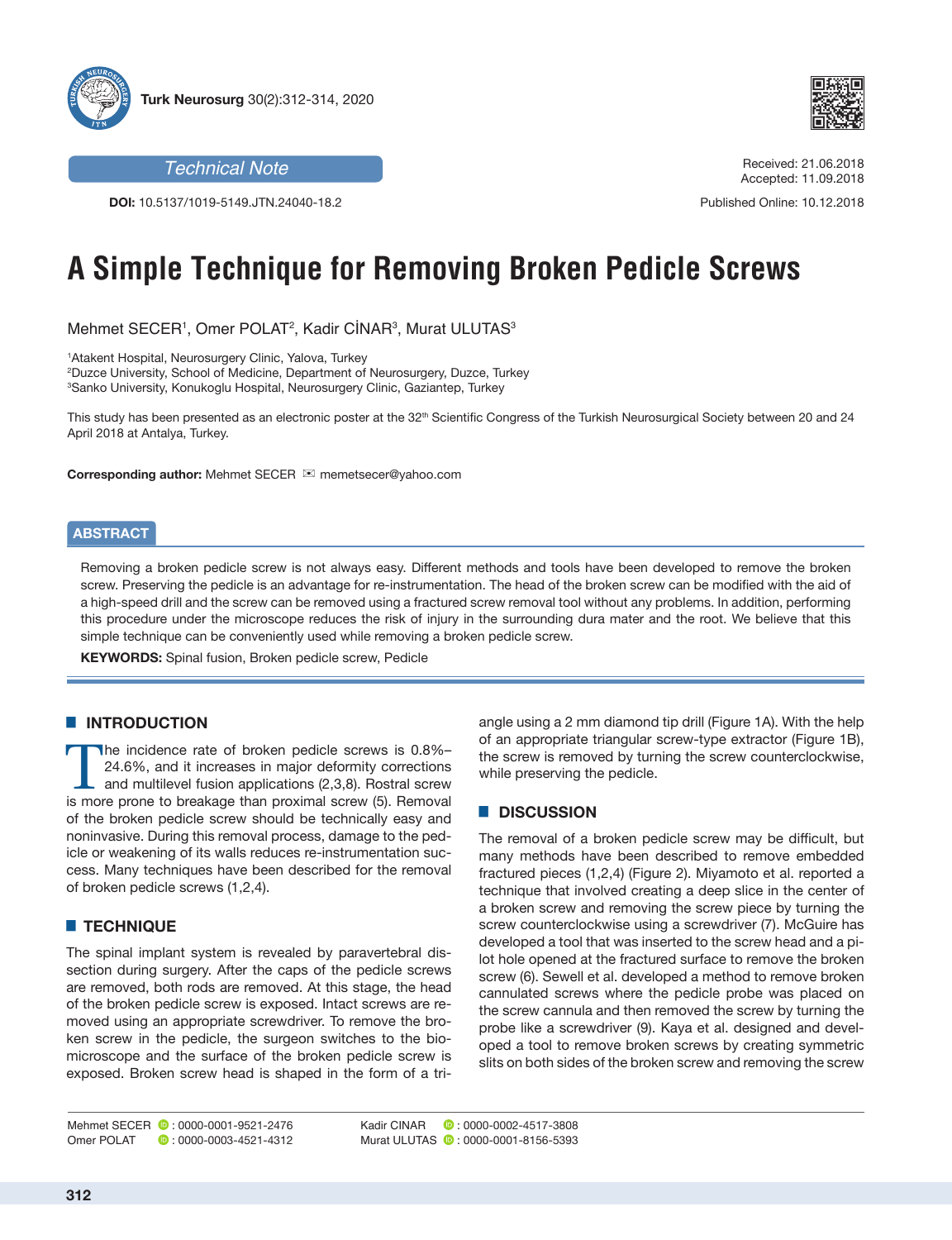Technical Note

**DOI:** 10.5137/1019-5149.JTN.24040-18.2

Received: 21.06.2018
Accepted: 11.09.2018

Published Online: 10.12.2018

# A Simple Technique for Removing Broken Pedicle Screws

Mehmet SECER[1], Omer POLAT[2], Kadir CİNAR[3], Murat ULUTAS[3]

[1]Atakent Hospital, Neurosurgery Clinic, Yalova, Turkey
[2]Duzce University, School of Medicine, Department of Neurosurgery, Duzce, Turkey
[3]Sanko University, Konukoglu Hospital, Neurosurgery Clinic, Gaziantep, Turkey

This study has been presented as an electronic poster at the 32th Scientific Congress of the Turkish Neurosurgical Society between 20 and 24 April 2018 at Antalya, Turkey.

**Corresponding author:** Mehmet SECER ✉ memetsecer@yahoo.com

## ABSTRACT

Removing a broken pedicle screw is not always easy. Different methods and tools have been developed to remove the broken screw. Preserving the pedicle is an advantage for re-instrumentation. The head of the broken screw can be modified with the aid of a high-speed drill and the screw can be removed using a fractured screw removal tool without any problems. In addition, performing this procedure under the microscope reduces the risk of injury in the surrounding dura mater and the root. We believe that this simple technique can be conveniently used while removing a broken pedicle screw.

**KEYWORDS:** Spinal fusion, Broken pedicle screw, Pedicle

## INTRODUCTION

The incidence rate of broken pedicle screws is 0.8%–24.6%, and it increases in major deformity corrections and multilevel fusion applications (2,3,8). Rostral screw is more prone to breakage than proximal screw (5). Removal of the broken pedicle screw should be technically easy and noninvasive. During this removal process, damage to the pedicle or weakening of its walls reduces re-instrumentation success. Many techniques have been described for the removal of broken pedicle screws (1,2,4).

## TECHNIQUE

The spinal implant system is revealed by paravertebral dissection during surgery. After the caps of the pedicle screws are removed, both rods are removed. At this stage, the head of the broken pedicle screw is exposed. Intact screws are removed using an appropriate screwdriver. To remove the broken screw in the pedicle, the surgeon switches to the biomicroscope and the surface of the broken pedicle screw is exposed. Broken screw head is shaped in the form of a triangle using a 2 mm diamond tip drill (Figure 1A). With the help of an appropriate triangular screw-type extractor (Figure 1B), the screw is removed by turning the screw counterclockwise, while preserving the pedicle.

## DISCUSSION

The removal of a broken pedicle screw may be difficult, but many methods have been described to remove embedded fractured pieces (1,2,4) (Figure 2). Miyamoto et al. reported a technique that involved creating a deep slice in the center of a broken screw and removing the screw piece by turning the screw counterclockwise using a screwdriver (7). McGuire has developed a tool that was inserted to the screw head and a pilot hole opened at the fractured surface to remove the broken screw (6). Sewell et al. developed a method to remove broken cannulated screws where the pedicle probe was placed on the screw cannula and then removed the screw by turning the probe like a screwdriver (9). Kaya et al. designed and developed a tool to remove broken screws by creating symmetric slits on both sides of the broken screw and removing the screw

Mehmet SECER : 0000-0001-9521-2476
Omer POLAT : 0000-0003-4521-4312
Kadir CINAR : 0000-0002-4517-3808
Murat ULUTAS : 0000-0001-8156-5393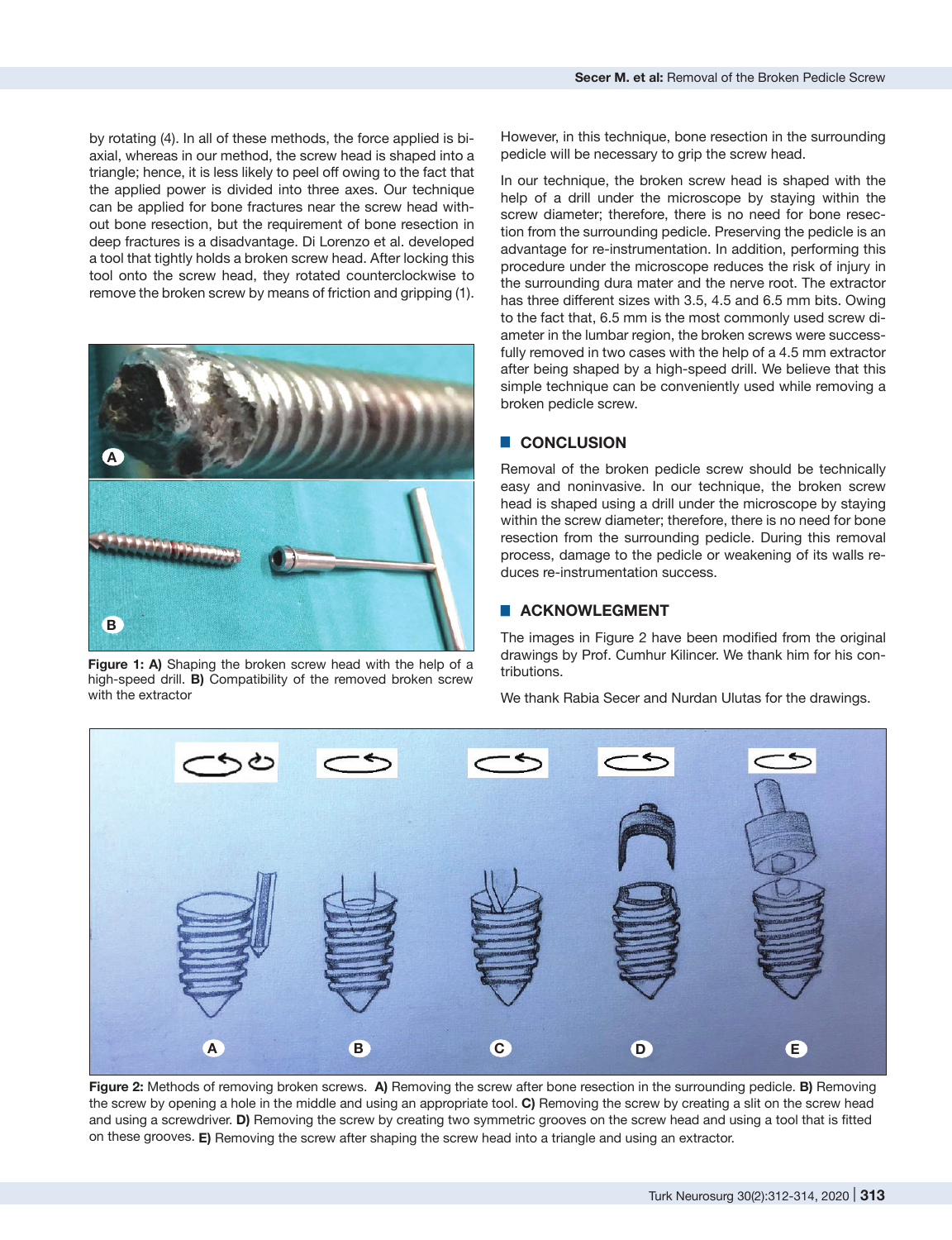by rotating (4). In all of these methods, the force applied is biaxial, whereas in our method, the screw head is shaped into a triangle; hence, it is less likely to peel off owing to the fact that the applied power is divided into three axes. Our technique can be applied for bone fractures near the screw head without bone resection, but the requirement of bone resection in deep fractures is a disadvantage. Di Lorenzo et al. developed a tool that tightly holds a broken screw head. After locking this tool onto the screw head, they rotated counterclockwise to remove the broken screw by means of friction and gripping (1).

**Figure 1: A)** Shaping the broken screw head with the help of a high-speed drill. **B)** Compatibility of the removed broken screw with the extractor

However, in this technique, bone resection in the surrounding pedicle will be necessary to grip the screw head.

In our technique, the broken screw head is shaped with the help of a drill under the microscope by staying within the screw diameter; therefore, there is no need for bone resection from the surrounding pedicle. Preserving the pedicle is an advantage for re-instrumentation. In addition, performing this procedure under the microscope reduces the risk of injury in the surrounding dura mater and the nerve root. The extractor has three different sizes with 3.5, 4.5 and 6.5 mm bits. Owing to the fact that, 6.5 mm is the most commonly used screw diameter in the lumbar region, the broken screws were successfully removed in two cases with the help of a 4.5 mm extractor after being shaped by a high-speed drill. We believe that this simple technique can be conveniently used while removing a broken pedicle screw.

## CONCLUSION

Removal of the broken pedicle screw should be technically easy and noninvasive. In our technique, the broken screw head is shaped using a drill under the microscope by staying within the screw diameter; therefore, there is no need for bone resection from the surrounding pedicle. During this removal process, damage to the pedicle or weakening of its walls reduces re-instrumentation success.

## ACKNOWLEGMENT

The images in Figure 2 have been modified from the original drawings by Prof. Cumhur Kilincer. We thank him for his contributions.

We thank Rabia Secer and Nurdan Ulutas for the drawings.

**Figure 2:** Methods of removing broken screws. **A)** Removing the screw after bone resection in the surrounding pedicle. **B)** Removing the screw by opening a hole in the middle and using an appropriate tool. **C)** Removing the screw by creating a slit on the screw head and using a screwdriver. **D)** Removing the screw by creating two symmetric grooves on the screw head and using a tool that is fitted on these grooves. **E)** Removing the screw after shaping the screw head into a triangle and using an extractor.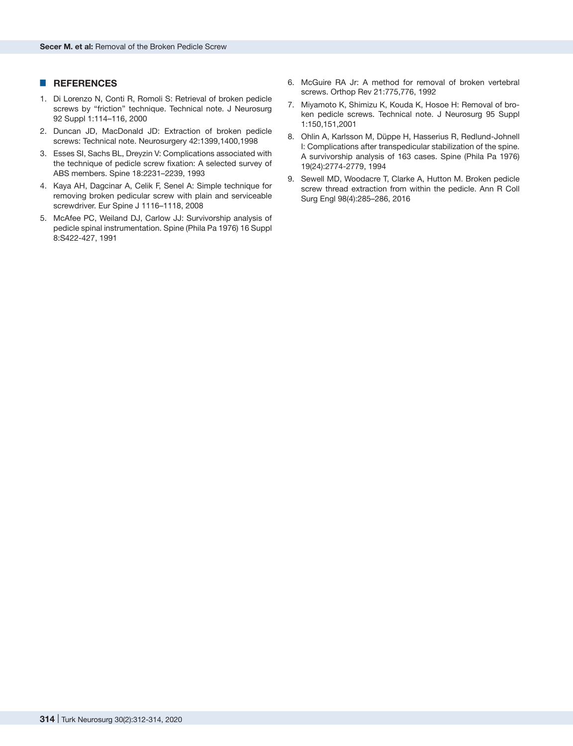## REFERENCES

1. Di Lorenzo N, Conti R, Romoli S: Retrieval of broken pedicle screws by “friction” technique. Technical note. J Neurosurg 92 Suppl 1:114–116, 2000
2. Duncan JD, MacDonald JD: Extraction of broken pedicle screws: Technical note. Neurosurgery 42:1399,1400,1998
3. Esses SI, Sachs BL, Dreyzin V: Complications associated with the technique of pedicle screw fixation: A selected survey of ABS members. Spine 18:2231–2239, 1993
4. Kaya AH, Dagcinar A, Celik F, Senel A: Simple technique for removing broken pedicular screw with plain and serviceable screwdriver. Eur Spine J 1116–1118, 2008
5. McAfee PC, Weiland DJ, Carlow JJ: Survivorship analysis of pedicle spinal instrumentation. Spine (Phila Pa 1976) 16 Suppl 8:S422-427, 1991
6. McGuire RA Jr: A method for removal of broken vertebral screws. Orthop Rev 21:775,776, 1992
7. Miyamoto K, Shimizu K, Kouda K, Hosoe H: Removal of broken pedicle screws. Technical note. J Neurosurg 95 Suppl 1:150,151,2001
8. Ohlin A, Karlsson M, Düppe H, Hasserius R, Redlund-Johnell I: Complications after transpedicular stabilization of the spine. A survivorship analysis of 163 cases. Spine (Phila Pa 1976) 19(24):2774-2779, 1994
9. Sewell MD, Woodacre T, Clarke A, Hutton M. Broken pedicle screw thread extraction from within the pedicle. Ann R Coll Surg Engl 98(4):285–286, 2016